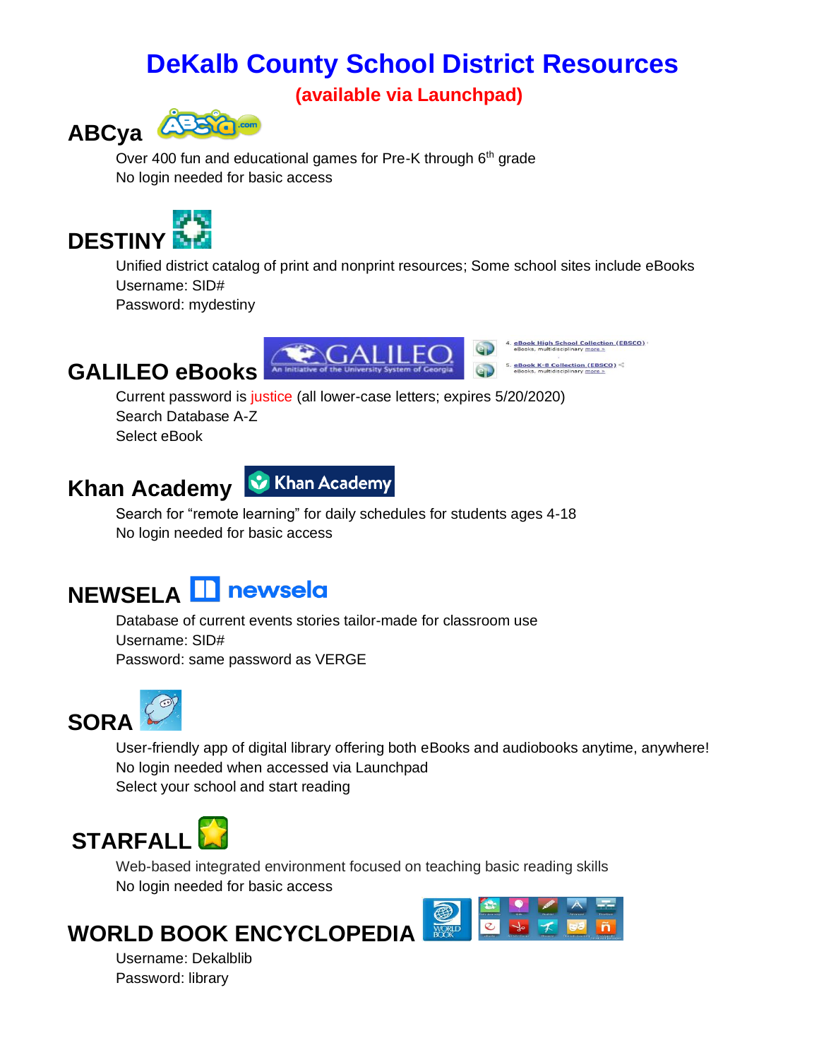# DeKalb County School District Resources

**(available via Launchpad)**

## ABCya

Over 400 fun and educational games for Pre-K through 6th grade
No login needed for basic access

## DESTINY

Unified district catalog of print and nonprint resources; Some school sites include eBooks
Username: SID#
Password: mydestiny

## GALILEO eBooks

Current password is justice (all lower-case letters; expires 5/20/2020)
Search Database A-Z
Select eBook

## Khan Academy

Search for "remote learning" for daily schedules for students ages 4-18
No login needed for basic access

## NEWSELA

Database of current events stories tailor-made for classroom use
Username: SID#
Password: same password as VERGE

## SORA

User-friendly app of digital library offering both eBooks and audiobooks anytime, anywhere!
No login needed when accessed via Launchpad
Select your school and start reading

## STARFALL

Web-based integrated environment focused on teaching basic reading skills
No login needed for basic access

## WORLD BOOK ENCYCLOPEDIA

Username: Dekalblib
Password: library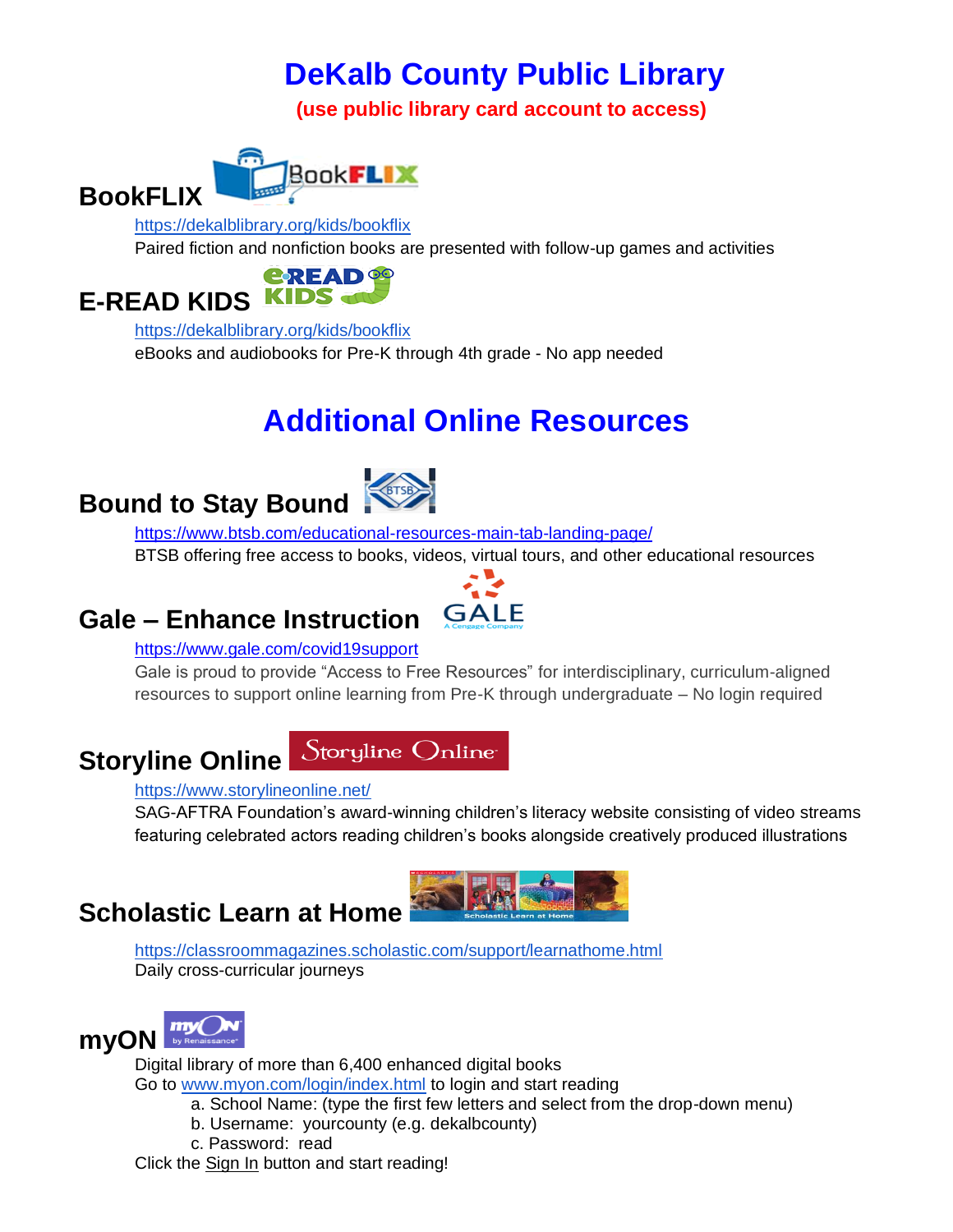# DeKalb County Public Library

**(use public library card account to access)**

## BookFLIX

https://dekalblibrary.org/kids/bookflix

Paired fiction and nonfiction books are presented with follow-up games and activities

## E-READ KIDS

https://dekalblibrary.org/kids/bookflix

eBooks and audiobooks for Pre-K through 4th grade - No app needed

# Additional Online Resources

## Bound to Stay Bound

https://www.btsb.com/educational-resources-main-tab-landing-page/

BTSB offering free access to books, videos, virtual tours, and other educational resources

## Gale – Enhance Instruction

https://www.gale.com/covid19support

Gale is proud to provide "Access to Free Resources" for interdisciplinary, curriculum-aligned resources to support online learning from Pre-K through undergraduate – No login required

## Storyline Online

https://www.storylineonline.net/

SAG-AFTRA Foundation's award-winning children's literacy website consisting of video streams featuring celebrated actors reading children's books alongside creatively produced illustrations

## Scholastic Learn at Home

https://classroommagazines.scholastic.com/support/learnathome.html

Daily cross-curricular journeys

## myON

Digital library of more than 6,400 enhanced digital books

Go to www.myon.com/login/index.html to login and start reading

a. School Name: (type the first few letters and select from the drop-down menu)
b. Username: yourcounty (e.g. dekalbcounty)
c. Password: read

Click the Sign In button and start reading!